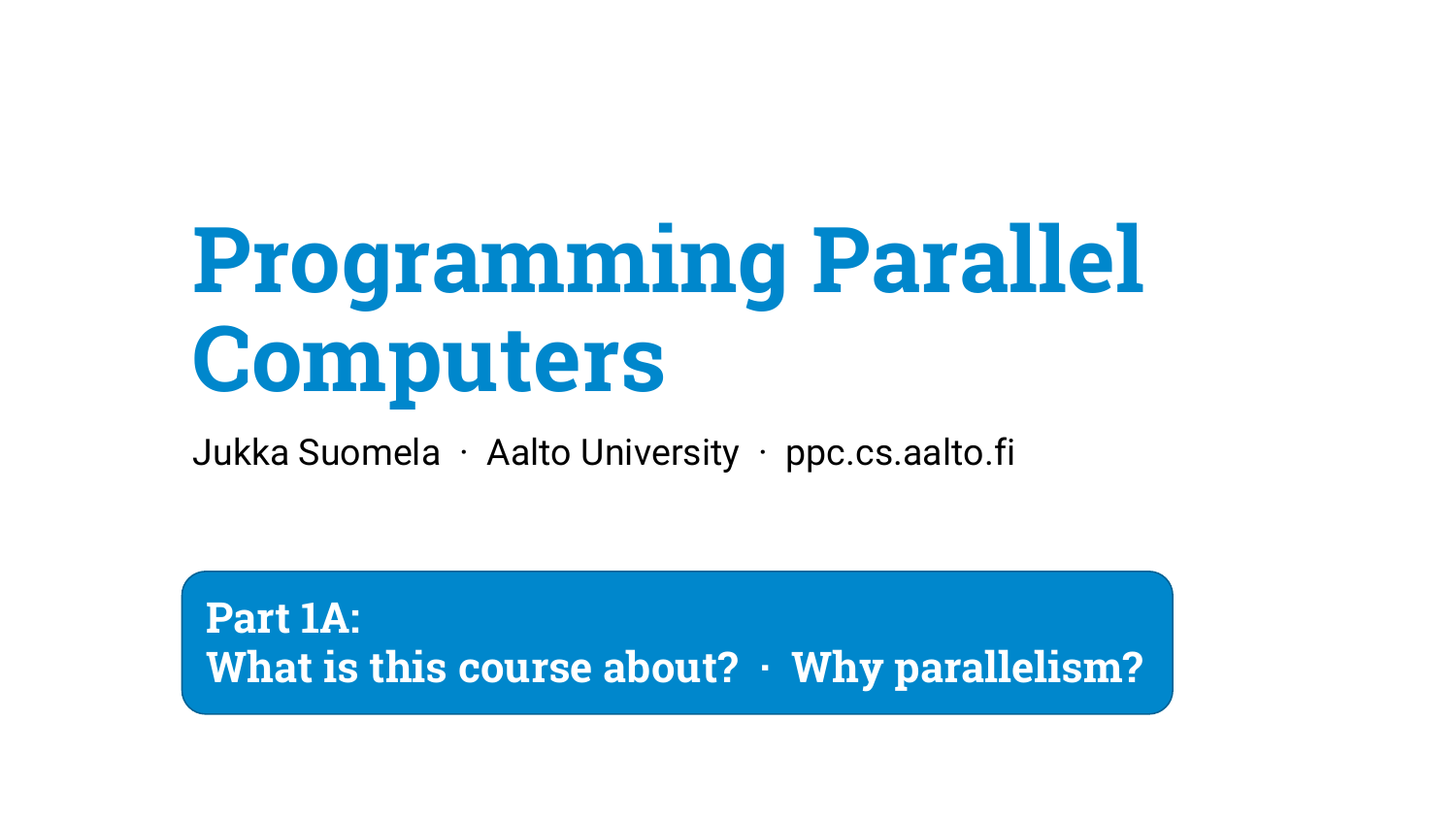# Programming Parallel Computers

Jukka Suomela · Aalto University · ppc.cs.aalto.fi

**Part 1A:**
**What is this course about? · Why parallelism?**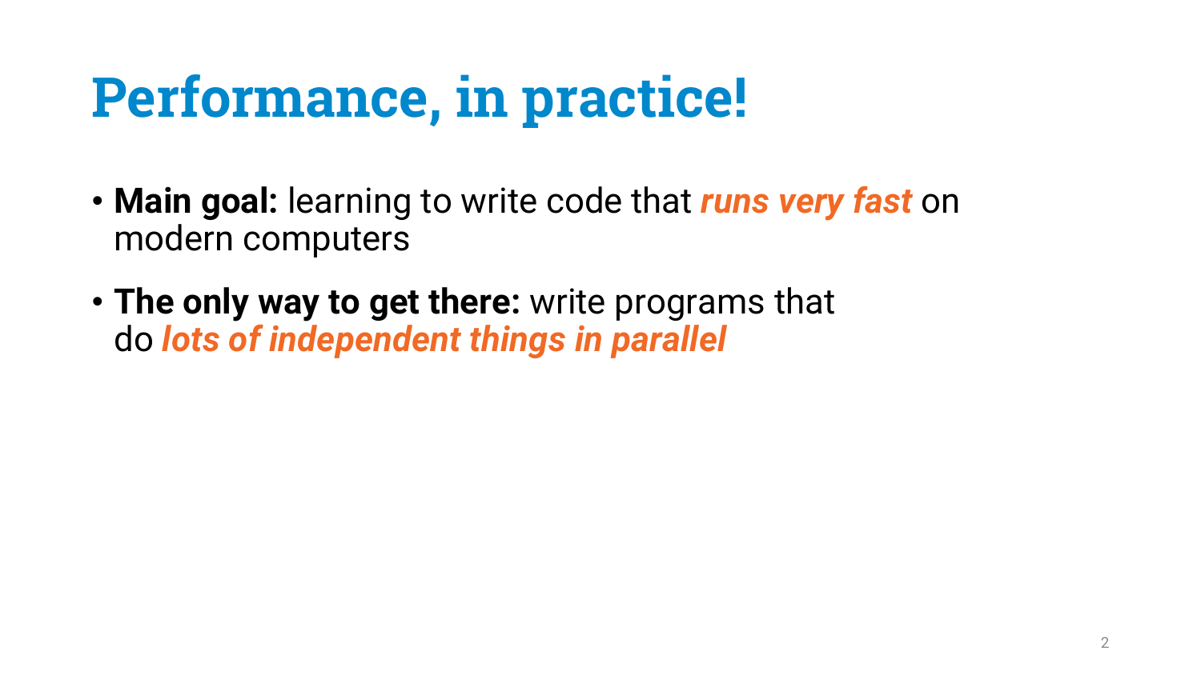# Performance, in practice!

- **Main goal:** learning to write code that ***runs very fast*** on modern computers
- **The only way to get there:** write programs that do ***lots of independent things in parallel***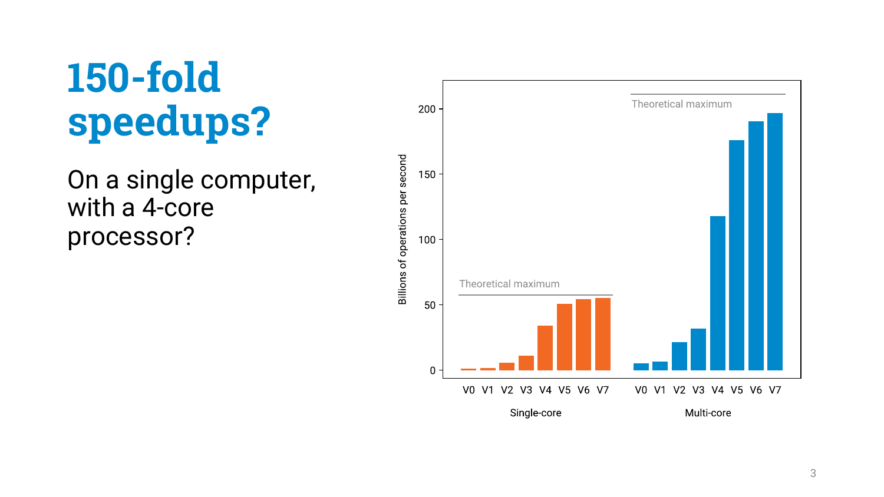# 150-fold speedups?

On a single computer, with a 4-core processor?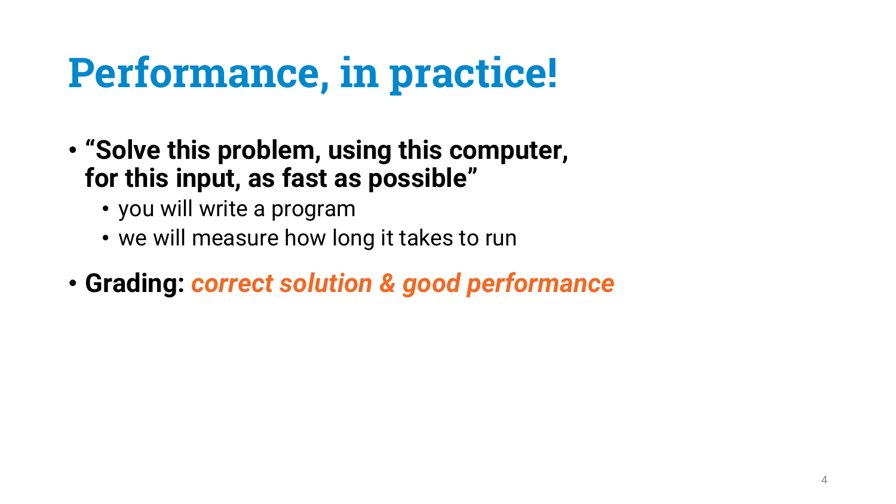# Performance, in practice!

- **"Solve this problem, using this computer, for this input, as fast as possible"**
  - you will write a program
  - we will measure how long it takes to run
- **Grading:** ***correct solution & good performance***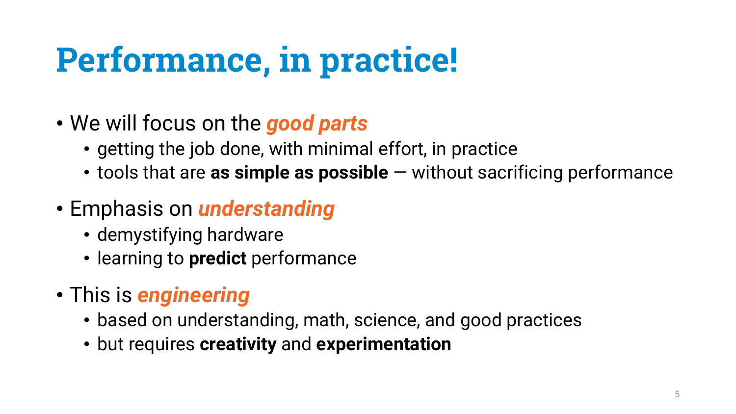# Performance, in practice!

- We will focus on the ***good parts***
  - getting the job done, with minimal effort, in practice
  - tools that are **as simple as possible** — without sacrificing performance
- Emphasis on ***understanding***
  - demystifying hardware
  - learning to **predict** performance
- This is ***engineering***
  - based on understanding, math, science, and good practices
  - but requires **creativity** and **experimentation**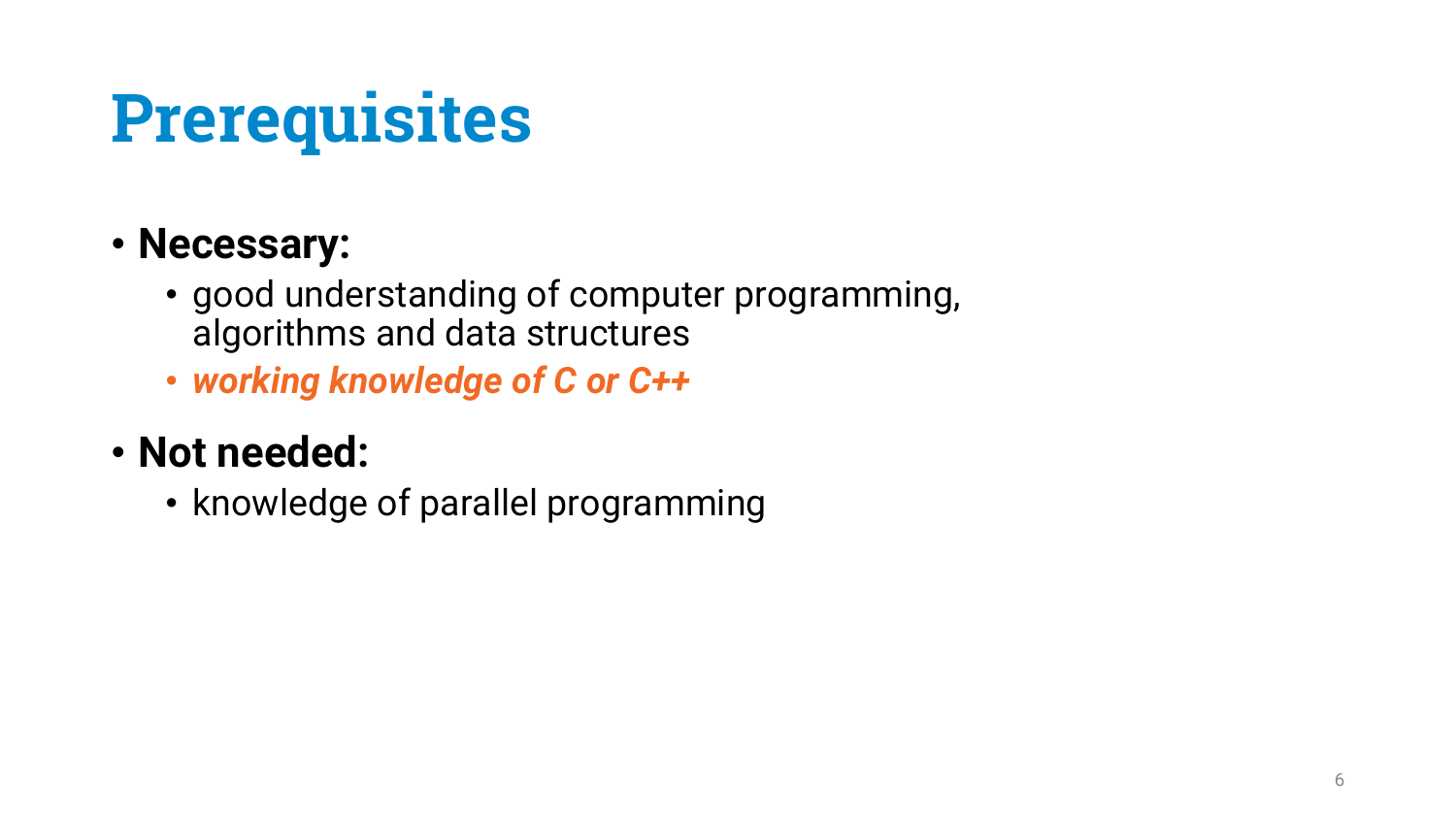# Prerequisites

- **Necessary:**
  - good understanding of computer programming, algorithms and data structures
  - ***working knowledge of C or C++***
- **Not needed:**
  - knowledge of parallel programming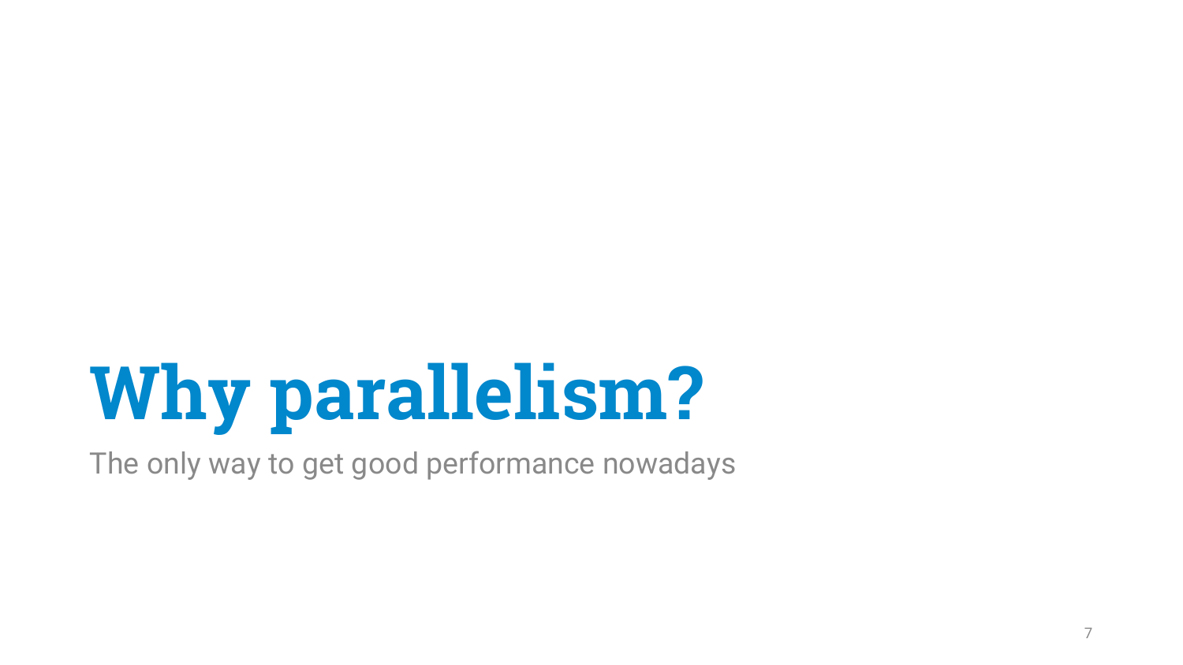# Why parallelism?

The only way to get good performance nowadays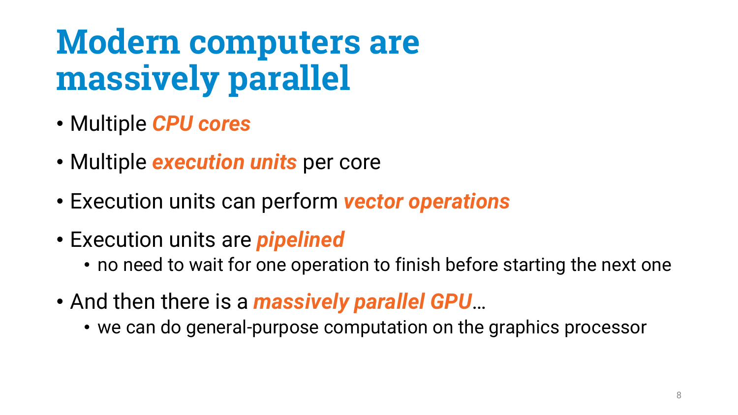# Modern computers are massively parallel

- Multiple ***CPU cores***
- Multiple ***execution units*** per core
- Execution units can perform ***vector operations***
- Execution units are ***pipelined***
  - no need to wait for one operation to finish before starting the next one
- And then there is a ***massively parallel GPU***…
  - we can do general-purpose computation on the graphics processor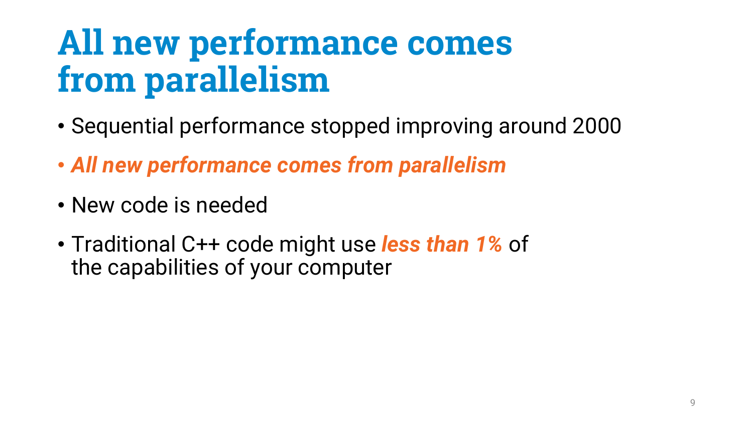# All new performance comes from parallelism

- Sequential performance stopped improving around 2000
- ***All new performance comes from parallelism***
- New code is needed
- Traditional C++ code might use ***less than 1%*** of the capabilities of your computer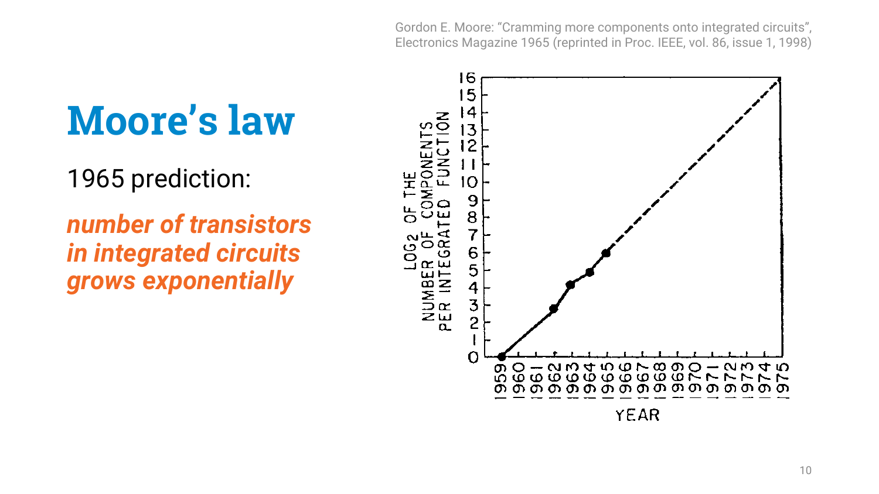Gordon E. Moore: "Cramming more components onto integrated circuits", Electronics Magazine 1965 (reprinted in Proc. IEEE, vol. 86, issue 1, 1998)

# Moore's law

1965 prediction:

***number of transistors in integrated circuits grows exponentially***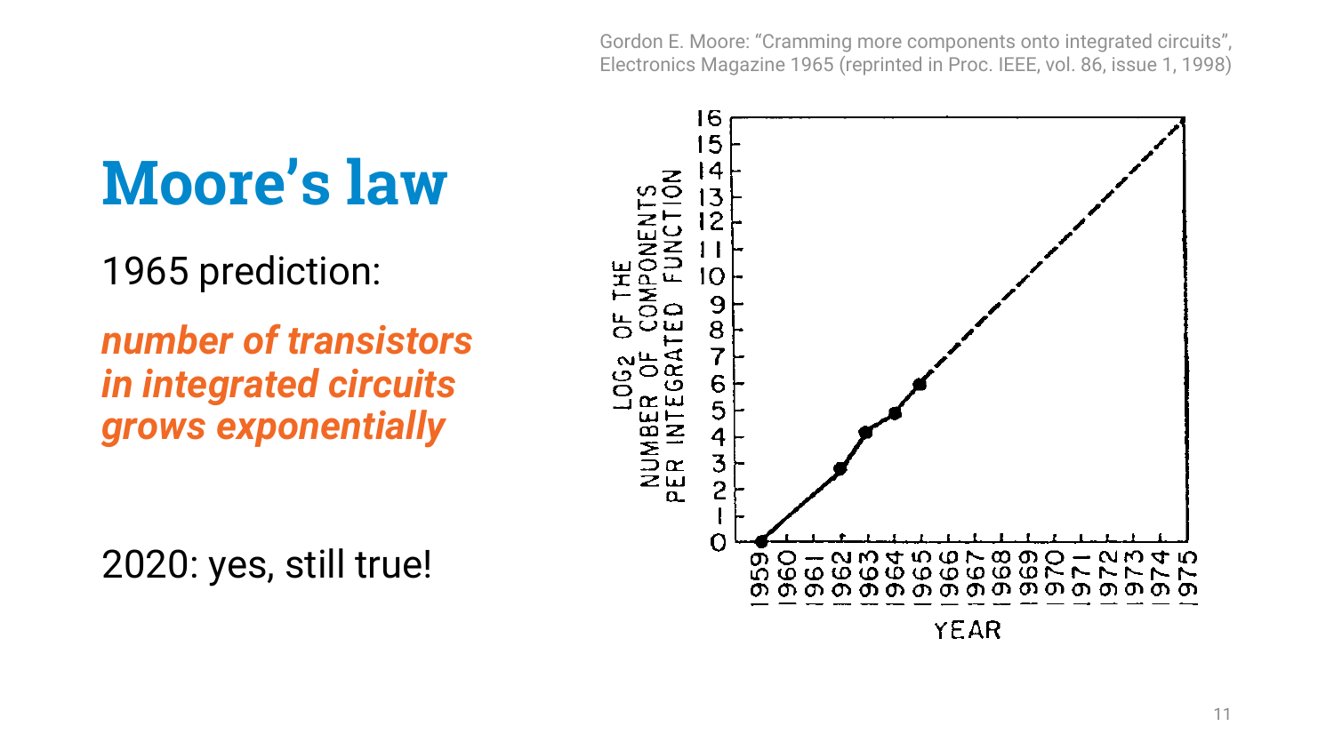Gordon E. Moore: "Cramming more components onto integrated circuits", Electronics Magazine 1965 (reprinted in Proc. IEEE, vol. 86, issue 1, 1998)

# Moore's law

1965 prediction:

***number of transistors in integrated circuits grows exponentially***

2020: yes, still true!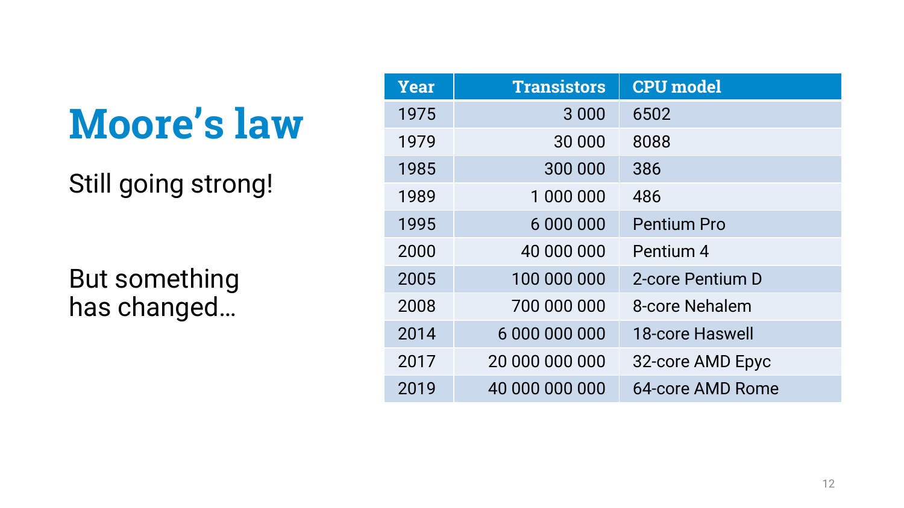# Moore's law

Still going strong!

But something has changed…

| Year | Transistors | CPU model |
|---|---:|---|
| 1975 | 3 000 | 6502 |
| 1979 | 30 000 | 8088 |
| 1985 | 300 000 | 386 |
| 1989 | 1 000 000 | 486 |
| 1995 | 6 000 000 | Pentium Pro |
| 2000 | 40 000 000 | Pentium 4 |
| 2005 | 100 000 000 | 2-core Pentium D |
| 2008 | 700 000 000 | 8-core Nehalem |
| 2014 | 6 000 000 000 | 18-core Haswell |
| 2017 | 20 000 000 000 | 32-core AMD Epyc |
| 2019 | 40 000 000 000 | 64-core AMD Rome |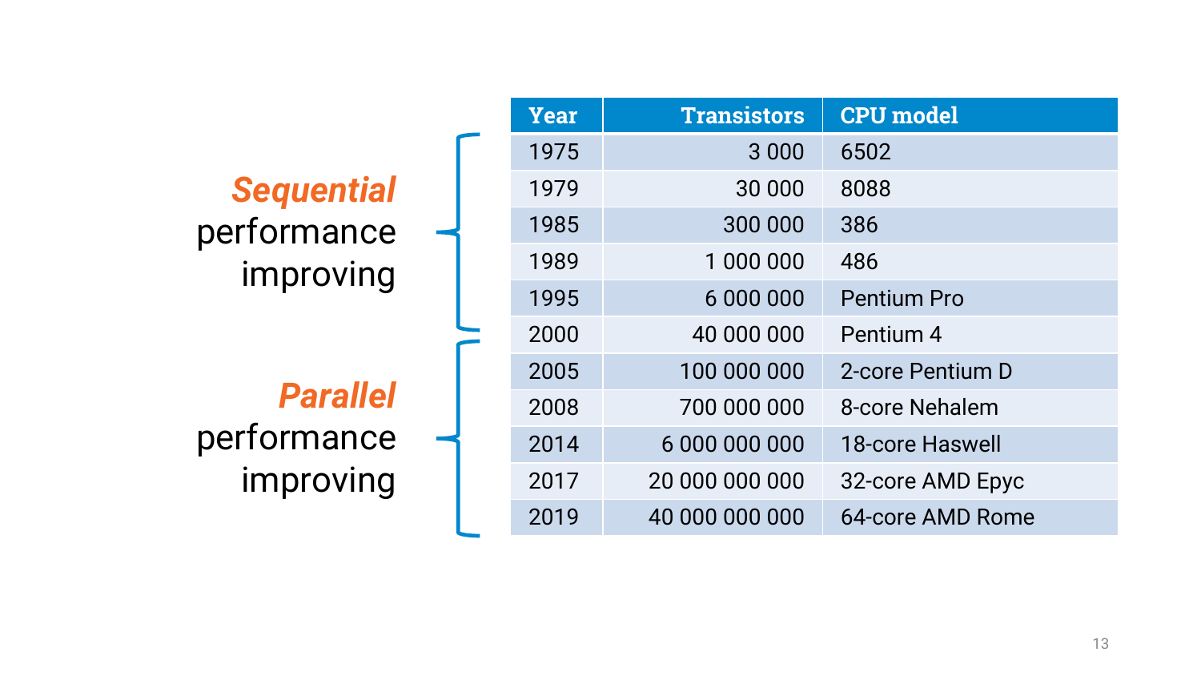***Sequential*** performance improving

***Parallel*** performance improving

| Year | Transistors | CPU model |
|---|---:|---|
| 1975 | 3 000 | 6502 |
| 1979 | 30 000 | 8088 |
| 1985 | 300 000 | 386 |
| 1989 | 1 000 000 | 486 |
| 1995 | 6 000 000 | Pentium Pro |
| 2000 | 40 000 000 | Pentium 4 |
| 2005 | 100 000 000 | 2-core Pentium D |
| 2008 | 700 000 000 | 8-core Nehalem |
| 2014 | 6 000 000 000 | 18-core Haswell |
| 2017 | 20 000 000 000 | 32-core AMD Epyc |
| 2019 | 40 000 000 000 | 64-core AMD Rome |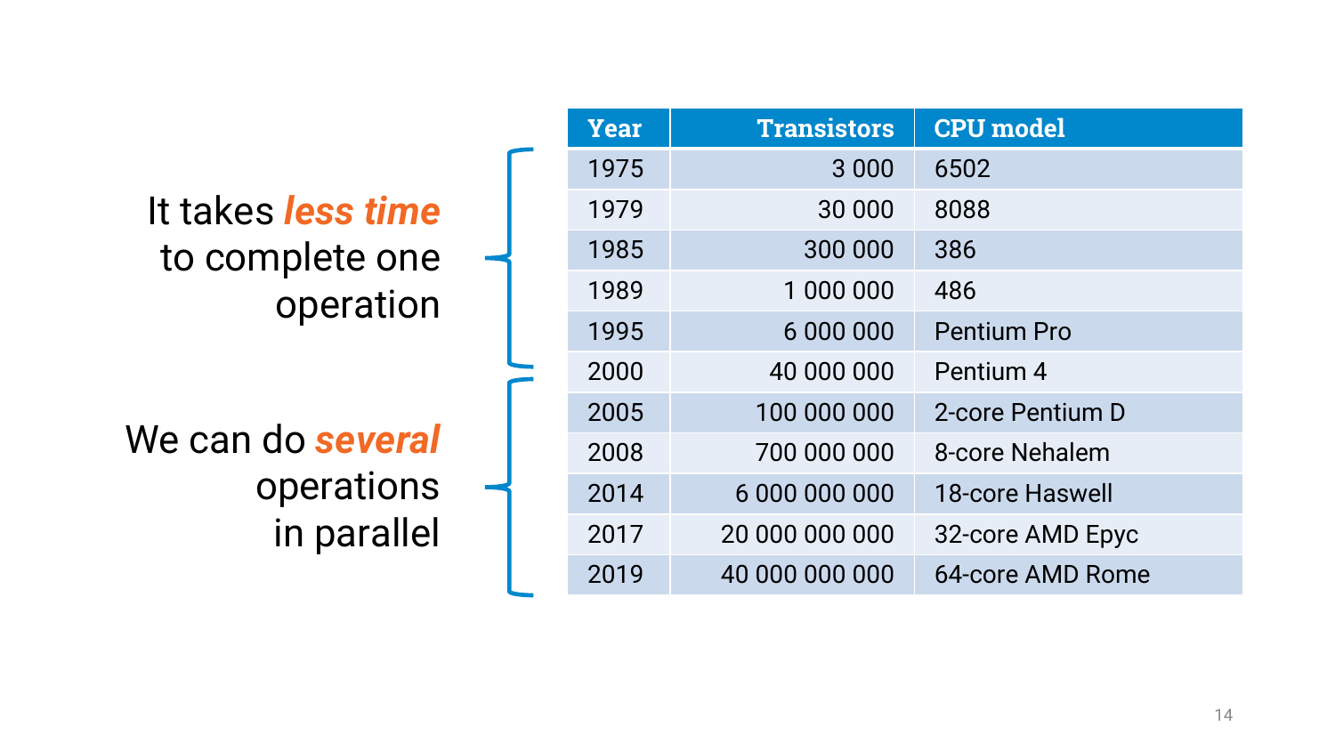It takes ***less time*** to complete one operation

We can do ***several*** operations in parallel

| Year | Transistors | CPU model |
|---|---:|---|
| 1975 | 3 000 | 6502 |
| 1979 | 30 000 | 8088 |
| 1985 | 300 000 | 386 |
| 1989 | 1 000 000 | 486 |
| 1995 | 6 000 000 | Pentium Pro |
| 2000 | 40 000 000 | Pentium 4 |
| 2005 | 100 000 000 | 2-core Pentium D |
| 2008 | 700 000 000 | 8-core Nehalem |
| 2014 | 6 000 000 000 | 18-core Haswell |
| 2017 | 20 000 000 000 | 32-core AMD Epyc |
| 2019 | 40 000 000 000 | 64-core AMD Rome |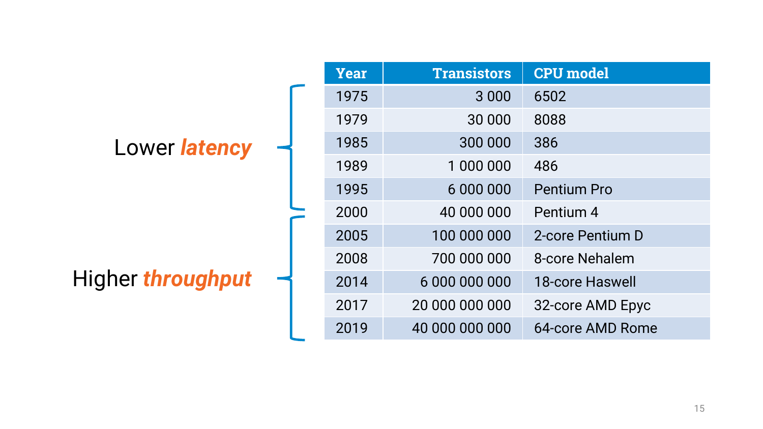Lower ***latency*** (1975–2000)

Higher ***throughput*** (2000–2019)

| Year | Transistors | CPU model |
|---|---:|---|
| 1975 | 3 000 | 6502 |
| 1979 | 30 000 | 8088 |
| 1985 | 300 000 | 386 |
| 1989 | 1 000 000 | 486 |
| 1995 | 6 000 000 | Pentium Pro |
| 2000 | 40 000 000 | Pentium 4 |
| 2005 | 100 000 000 | 2-core Pentium D |
| 2008 | 700 000 000 | 8-core Nehalem |
| 2014 | 6 000 000 000 | 18-core Haswell |
| 2017 | 20 000 000 000 | 32-core AMD Epyc |
| 2019 | 40 000 000 000 | 64-core AMD Rome |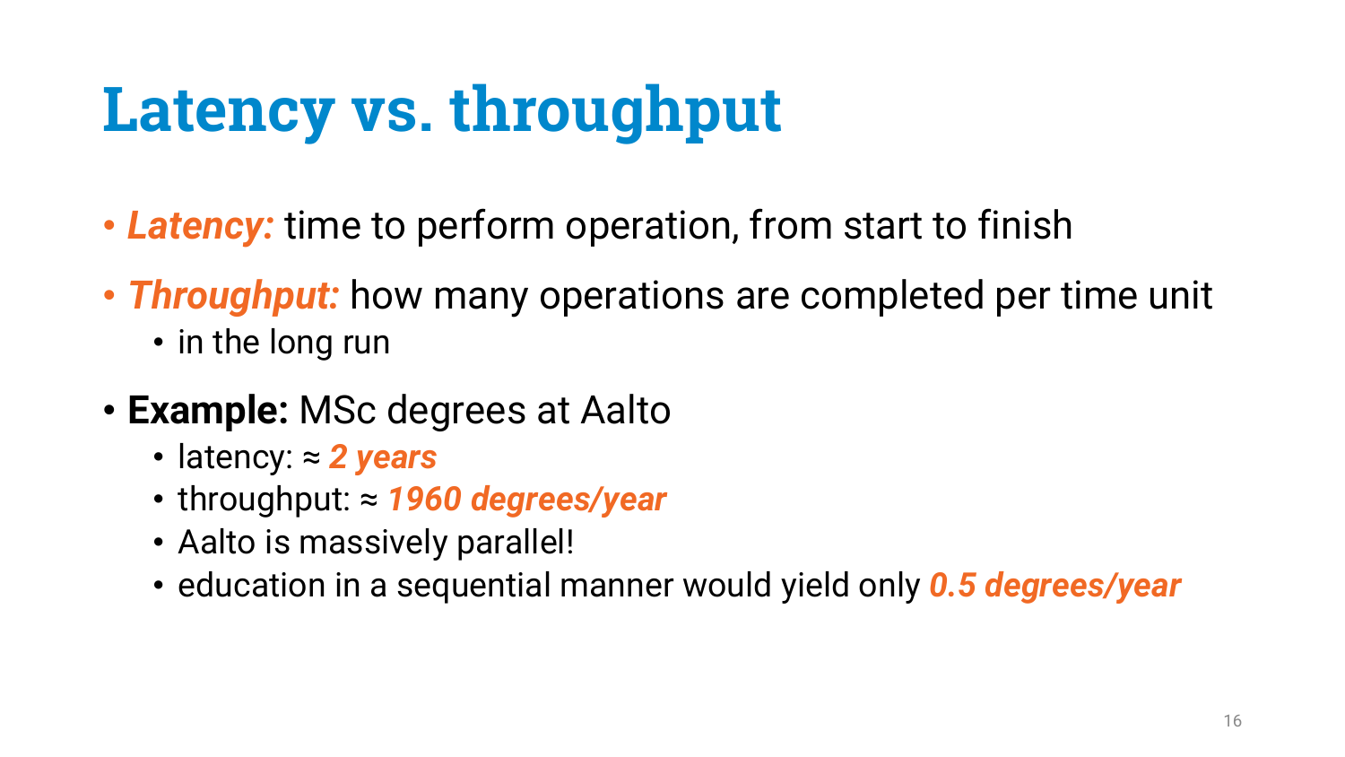# Latency vs. throughput

- ***Latency:*** time to perform operation, from start to finish
- ***Throughput:*** how many operations are completed per time unit
  - in the long run
- **Example:** MSc degrees at Aalto
  - latency: ≈ ***2 years***
  - throughput: ≈ ***1960 degrees/year***
  - Aalto is massively parallel!
  - education in a sequential manner would yield only ***0.5 degrees/year***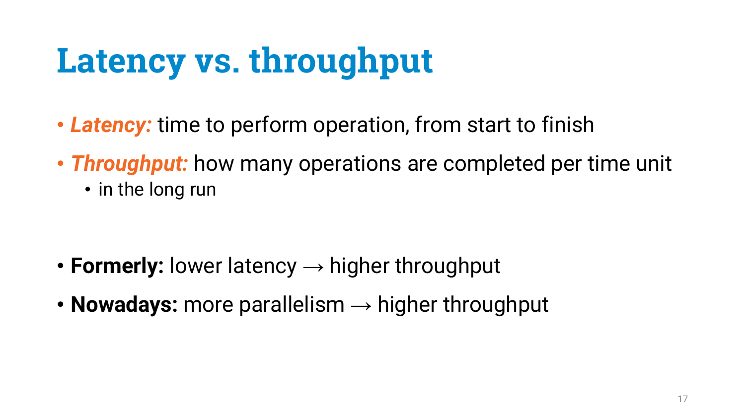# Latency vs. throughput

- ***Latency:*** time to perform operation, from start to finish
- ***Throughput:*** how many operations are completed per time unit
  - in the long run

- **Formerly:** lower latency → higher throughput
- **Nowadays:** more parallelism → higher throughput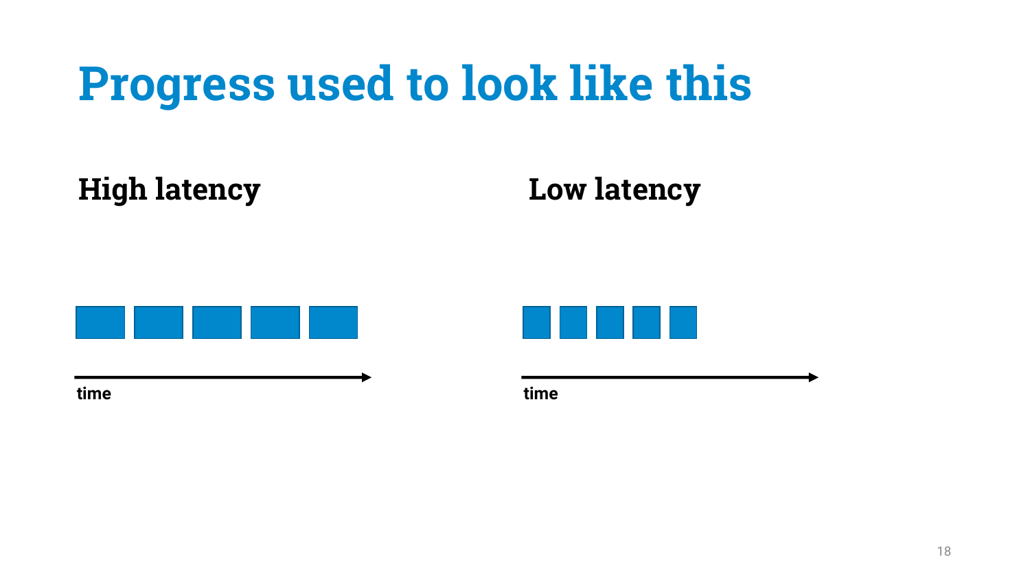# Progress used to look like this

**High latency**

time

**Low latency**

time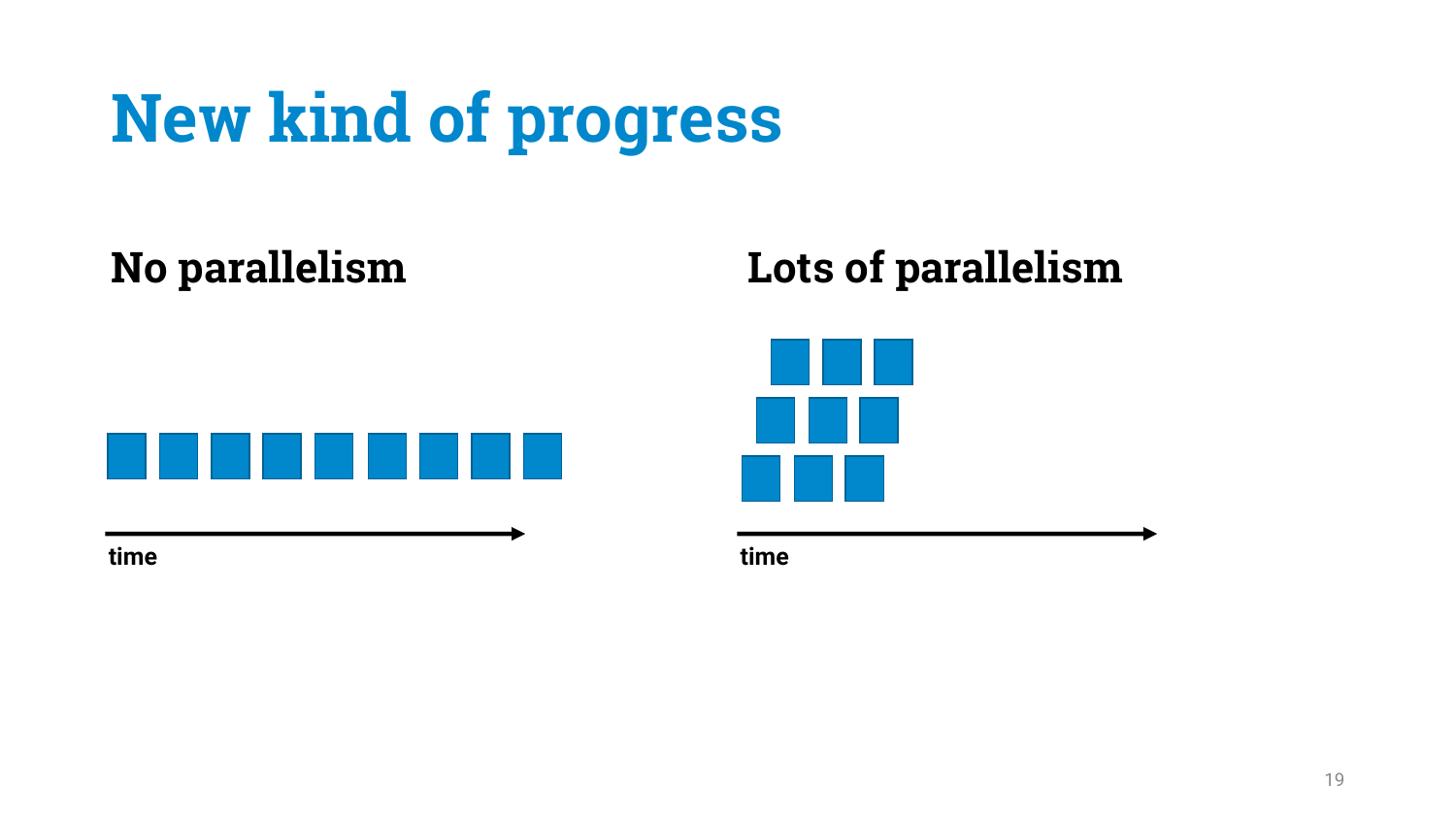# New kind of progress

## No parallelism

time

## Lots of parallelism

time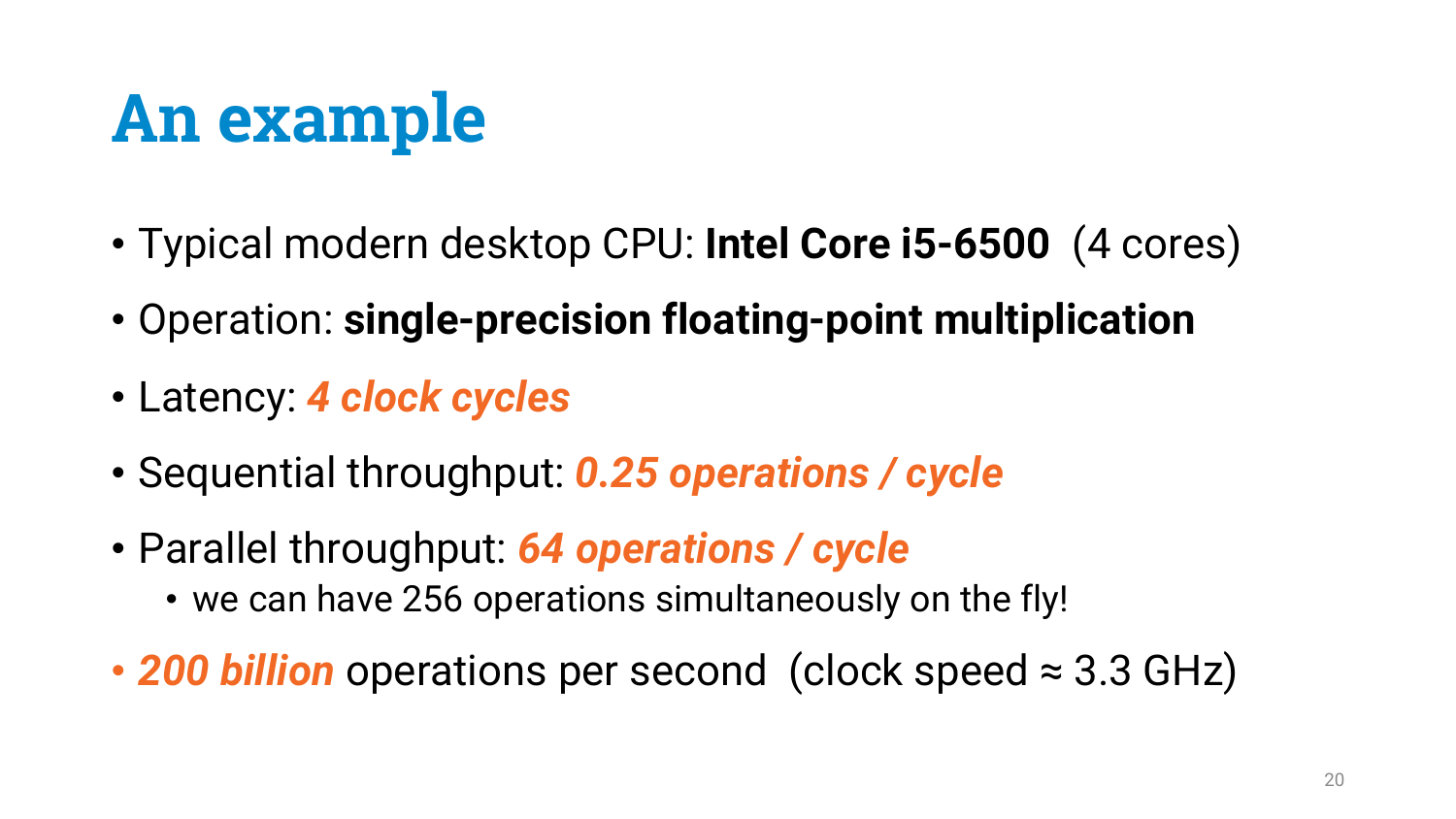# An example

- Typical modern desktop CPU: **Intel Core i5-6500** (4 cores)
- Operation: **single-precision floating-point multiplication**
- Latency: ***4 clock cycles***
- Sequential throughput: ***0.25 operations / cycle***
- Parallel throughput: ***64 operations / cycle***
  - we can have 256 operations simultaneously on the fly!
- ***200 billion*** operations per second (clock speed ≈ 3.3 GHz)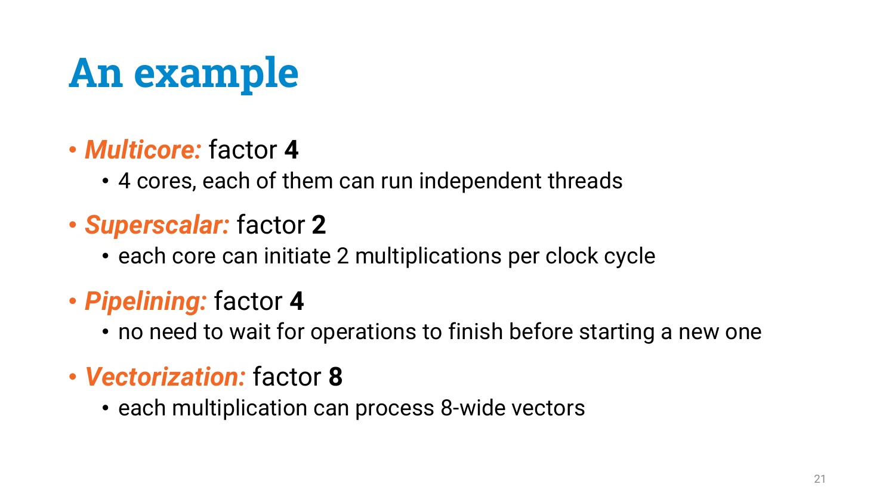# An example

- ***Multicore:*** factor **4**
  - 4 cores, each of them can run independent threads
- ***Superscalar:*** factor **2**
  - each core can initiate 2 multiplications per clock cycle
- ***Pipelining:*** factor **4**
  - no need to wait for operations to finish before starting a new one
- ***Vectorization:*** factor **8**
  - each multiplication can process 8-wide vectors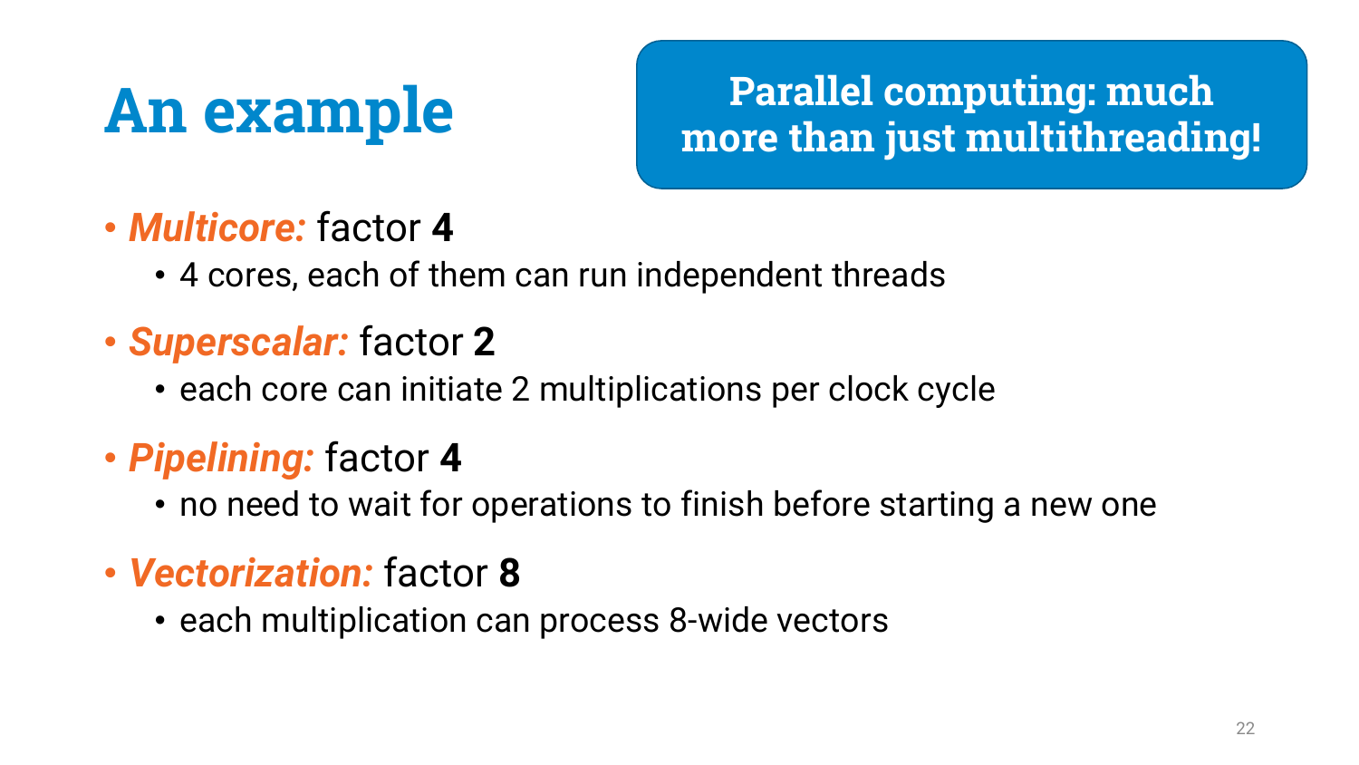# An example

**Parallel computing: much more than just multithreading!**

- ***Multicore:*** factor **4**
  - 4 cores, each of them can run independent threads
- ***Superscalar:*** factor **2**
  - each core can initiate 2 multiplications per clock cycle
- ***Pipelining:*** factor **4**
  - no need to wait for operations to finish before starting a new one
- ***Vectorization:*** factor **8**
  - each multiplication can process 8-wide vectors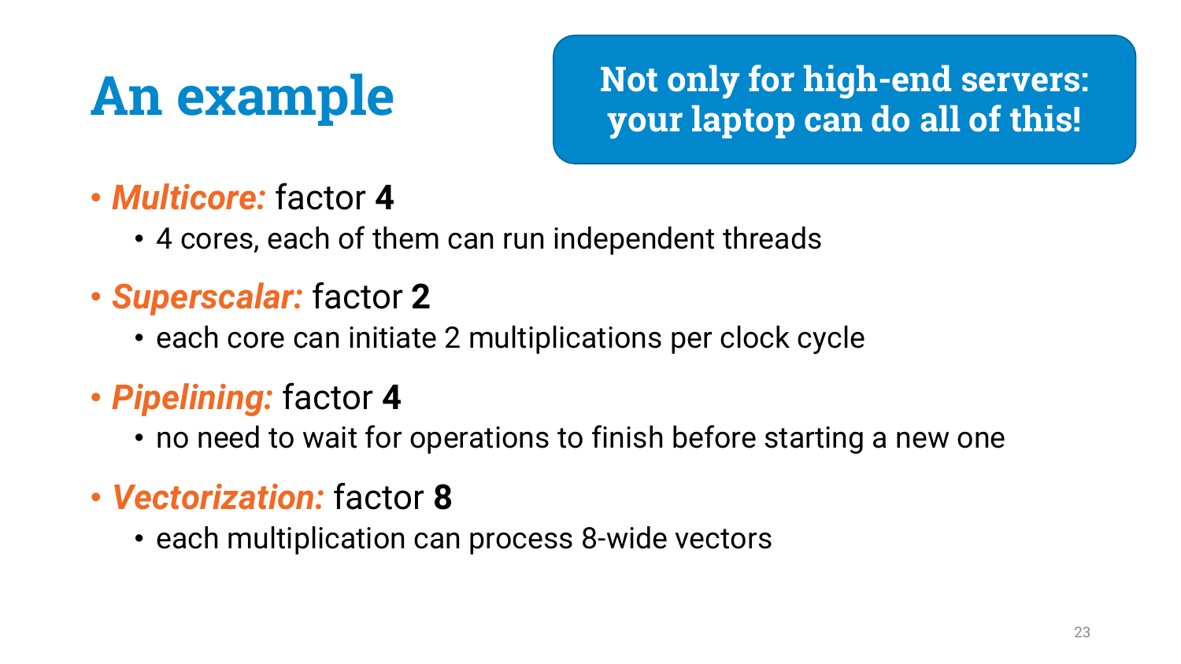# An example

**Not only for high-end servers: your laptop can do all of this!**

- ***Multicore:*** factor **4**
  - 4 cores, each of them can run independent threads
- ***Superscalar:*** factor **2**
  - each core can initiate 2 multiplications per clock cycle
- ***Pipelining:*** factor **4**
  - no need to wait for operations to finish before starting a new one
- ***Vectorization:*** factor **8**
  - each multiplication can process 8-wide vectors